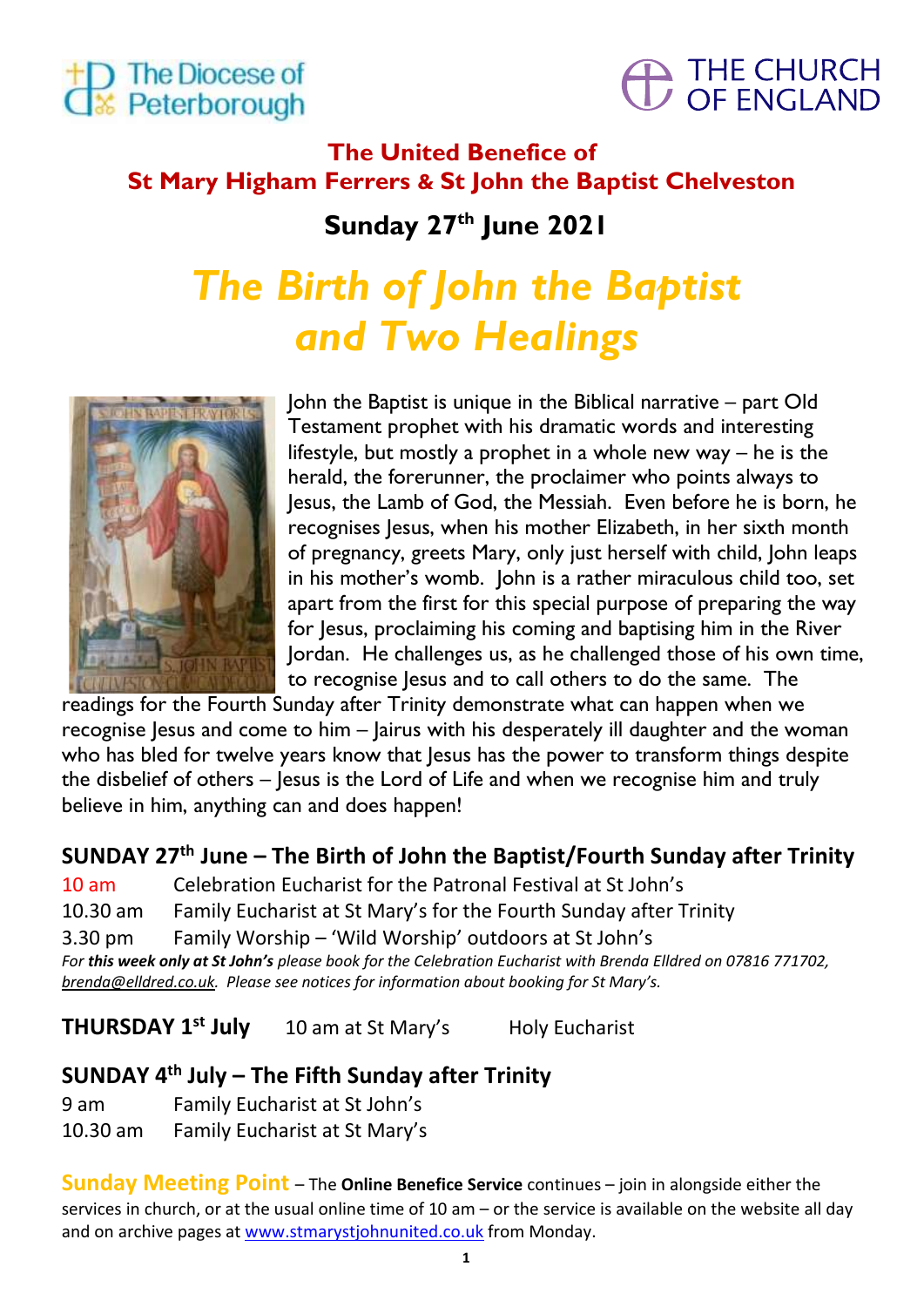The Diocese of Peterborough

THE CHURCH OF ENGLAND

## The United Benefice of St Mary Higham Ferrers & St John the Baptist Chelveston

## Sunday 27th June 2021

# *The Birth of John the Baptist and Two Healings*

John the Baptist is unique in the Biblical narrative – part Old Testament prophet with his dramatic words and interesting lifestyle, but mostly a prophet in a whole new way – he is the herald, the forerunner, the proclaimer who points always to Jesus, the Lamb of God, the Messiah. Even before he is born, he recognises Jesus, when his mother Elizabeth, in her sixth month of pregnancy, greets Mary, only just herself with child, John leaps in his mother's womb. John is a rather miraculous child too, set apart from the first for this special purpose of preparing the way for Jesus, proclaiming his coming and baptising him in the River Jordan. He challenges us, as he challenged those of his own time, to recognise Jesus and to call others to do the same. The readings for the Fourth Sunday after Trinity demonstrate what can happen when we recognise Jesus and come to him – Jairus with his desperately ill daughter and the woman who has bled for twelve years know that Jesus has the power to transform things despite the disbelief of others – Jesus is the Lord of Life and when we recognise him and truly believe in him, anything can and does happen!

### SUNDAY 27th June – The Birth of John the Baptist/Fourth Sunday after Trinity

10 am Celebration Eucharist for the Patronal Festival at St John's
10.30 am Family Eucharist at St Mary's for the Fourth Sunday after Trinity
3.30 pm Family Worship – 'Wild Worship' outdoors at St John's

*For **this week only at St John's** please book for the Celebration Eucharist with Brenda Elldred on 07816 771702, brenda@elldred.co.uk. Please see notices for information about booking for St Mary's.*

### THURSDAY 1st July 10 am at St Mary's Holy Eucharist

### SUNDAY 4th July – The Fifth Sunday after Trinity

9 am Family Eucharist at St John's
10.30 am Family Eucharist at St Mary's

**Sunday Meeting Point** – The **Online Benefice Service** continues – join in alongside either the services in church, or at the usual online time of 10 am – or the service is available on the website all day and on archive pages at www.stmarystjohnunited.co.uk from Monday.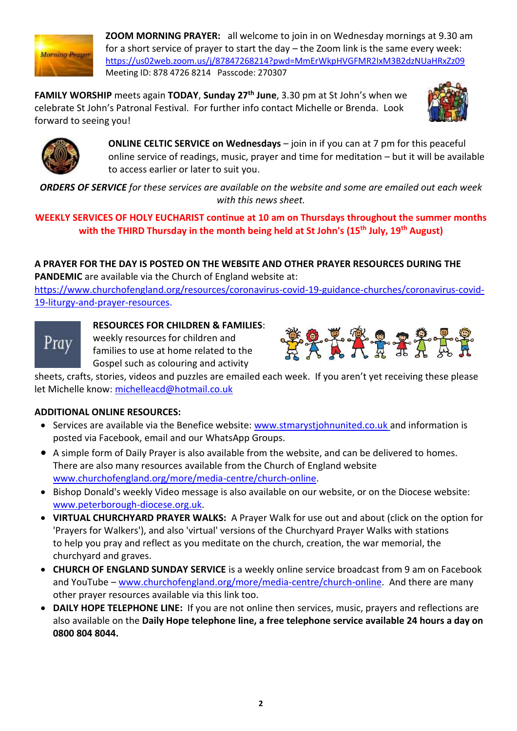**ZOOM MORNING PRAYER:** all welcome to join in on Wednesday mornings at 9.30 am for a short service of prayer to start the day – the Zoom link is the same every week: https://us02web.zoom.us/j/87847268214?pwd=MmErWkpHVGFMR2IxM3B2dzNUaHRxZz09
Meeting ID: 878 4726 8214 Passcode: 270307

**FAMILY WORSHIP** meets again **TODAY**, **Sunday 27th June**, 3.30 pm at St John's when we celebrate St John's Patronal Festival. For further info contact Michelle or Brenda. Look forward to seeing you!

**ONLINE CELTIC SERVICE on Wednesdays** – join in if you can at 7 pm for this peaceful online service of readings, music, prayer and time for meditation – but it will be available to access earlier or later to suit you.

***ORDERS OF SERVICE*** *for these services are available on the website and some are emailed out each week with this news sheet.*

**WEEKLY SERVICES OF HOLY EUCHARIST continue at 10 am on Thursdays throughout the summer months with the THIRD Thursday in the month being held at St John's (15th July, 19th August)**

**A PRAYER FOR THE DAY IS POSTED ON THE WEBSITE AND OTHER PRAYER RESOURCES DURING THE PANDEMIC** are available via the Church of England website at: https://www.churchofengland.org/resources/coronavirus-covid-19-guidance-churches/coronavirus-covid-19-liturgy-and-prayer-resources.

**RESOURCES FOR CHILDREN & FAMILIES**: weekly resources for children and families to use at home related to the Gospel such as colouring and activity sheets, crafts, stories, videos and puzzles are emailed each week. If you aren't yet receiving these please let Michelle know: michelleacd@hotmail.co.uk

**ADDITIONAL ONLINE RESOURCES:**

- Services are available via the Benefice website: www.stmarystjohnunited.co.uk and information is posted via Facebook, email and our WhatsApp Groups.
- A simple form of Daily Prayer is also available from the website, and can be delivered to homes. There are also many resources available from the Church of England website www.churchofengland.org/more/media-centre/church-online.
- Bishop Donald's weekly Video message is also available on our website, or on the Diocese website: www.peterborough-diocese.org.uk.
- **VIRTUAL CHURCHYARD PRAYER WALKS:** A Prayer Walk for use out and about (click on the option for 'Prayers for Walkers'), and also 'virtual' versions of the Churchyard Prayer Walks with stations to help you pray and reflect as you meditate on the church, creation, the war memorial, the churchyard and graves.
- **CHURCH OF ENGLAND SUNDAY SERVICE** is a weekly online service broadcast from 9 am on Facebook and YouTube – www.churchofengland.org/more/media-centre/church-online. And there are many other prayer resources available via this link too.
- **DAILY HOPE TELEPHONE LINE:** If you are not online then services, music, prayers and reflections are also available on the **Daily Hope telephone line, a free telephone service available 24 hours a day on 0800 804 8044.**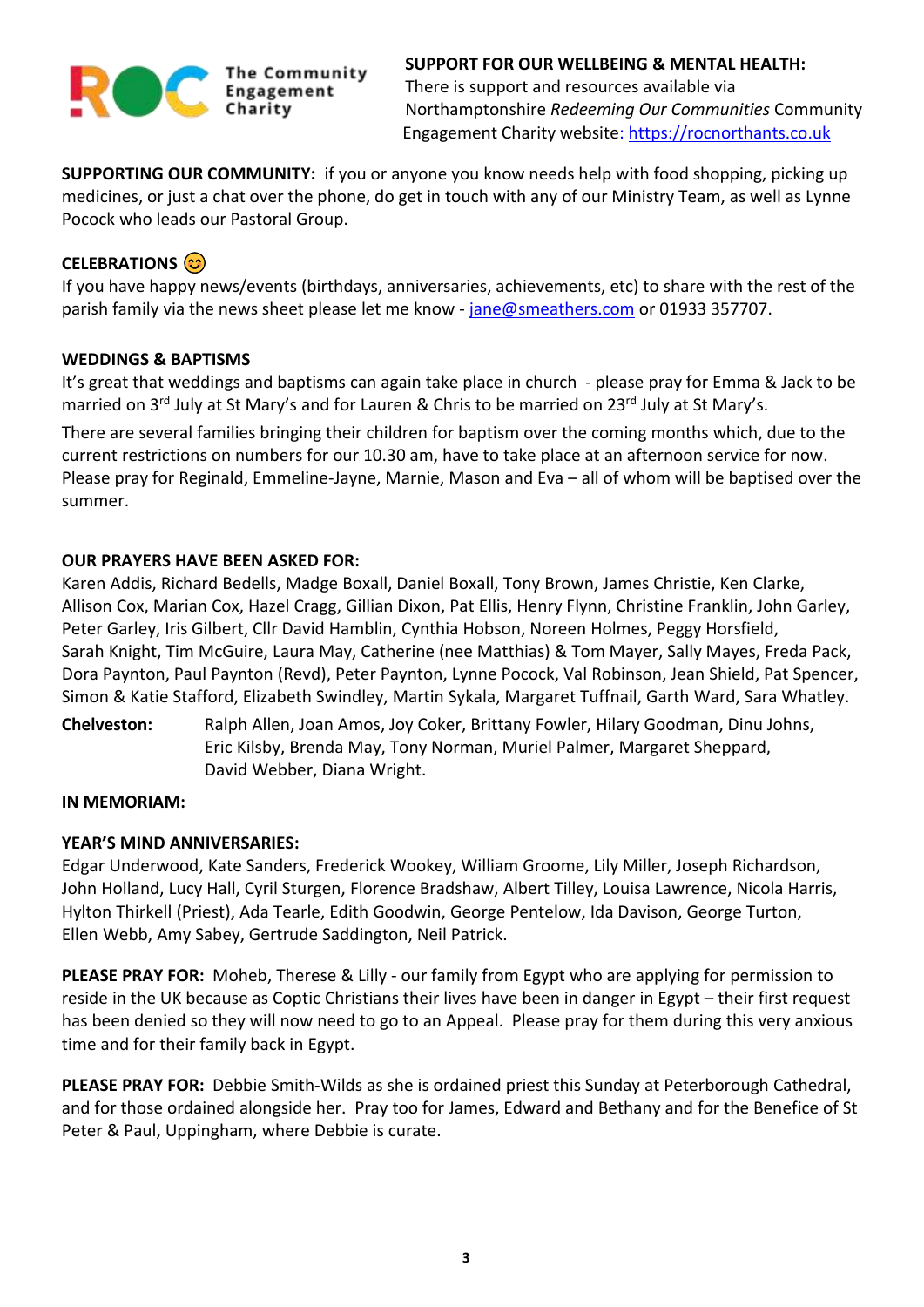The Community Engagement Charity

**SUPPORT FOR OUR WELLBEING & MENTAL HEALTH:** There is support and resources available via Northamptonshire *Redeeming Our Communities* Community Engagement Charity website: https://rocnorthants.co.uk

**SUPPORTING OUR COMMUNITY:** if you or anyone you know needs help with food shopping, picking up medicines, or just a chat over the phone, do get in touch with any of our Ministry Team, as well as Lynne Pocock who leads our Pastoral Group.

**CELEBRATIONS** 😊

If you have happy news/events (birthdays, anniversaries, achievements, etc) to share with the rest of the parish family via the news sheet please let me know - jane@smeathers.com or 01933 357707.

**WEDDINGS & BAPTISMS**

It's great that weddings and baptisms can again take place in church - please pray for Emma & Jack to be married on 3rd July at St Mary's and for Lauren & Chris to be married on 23rd July at St Mary's.

There are several families bringing their children for baptism over the coming months which, due to the current restrictions on numbers for our 10.30 am, have to take place at an afternoon service for now. Please pray for Reginald, Emmeline-Jayne, Marnie, Mason and Eva – all of whom will be baptised over the summer.

**OUR PRAYERS HAVE BEEN ASKED FOR:**

Karen Addis, Richard Bedells, Madge Boxall, Daniel Boxall, Tony Brown, James Christie, Ken Clarke, Allison Cox, Marian Cox, Hazel Cragg, Gillian Dixon, Pat Ellis, Henry Flynn, Christine Franklin, John Garley, Peter Garley, Iris Gilbert, Cllr David Hamblin, Cynthia Hobson, Noreen Holmes, Peggy Horsfield, Sarah Knight, Tim McGuire, Laura May, Catherine (nee Matthias) & Tom Mayer, Sally Mayes, Freda Pack, Dora Paynton, Paul Paynton (Revd), Peter Paynton, Lynne Pocock, Val Robinson, Jean Shield, Pat Spencer, Simon & Katie Stafford, Elizabeth Swindley, Martin Sykala, Margaret Tuffnail, Garth Ward, Sara Whatley.

**Chelveston:** Ralph Allen, Joan Amos, Joy Coker, Brittany Fowler, Hilary Goodman, Dinu Johns, Eric Kilsby, Brenda May, Tony Norman, Muriel Palmer, Margaret Sheppard, David Webber, Diana Wright.

**IN MEMORIAM:**

**YEAR'S MIND ANNIVERSARIES:**

Edgar Underwood, Kate Sanders, Frederick Wookey, William Groome, Lily Miller, Joseph Richardson, John Holland, Lucy Hall, Cyril Sturgen, Florence Bradshaw, Albert Tilley, Louisa Lawrence, Nicola Harris, Hylton Thirkell (Priest), Ada Tearle, Edith Goodwin, George Pentelow, Ida Davison, George Turton, Ellen Webb, Amy Sabey, Gertrude Saddington, Neil Patrick.

**PLEASE PRAY FOR:** Moheb, Therese & Lilly - our family from Egypt who are applying for permission to reside in the UK because as Coptic Christians their lives have been in danger in Egypt – their first request has been denied so they will now need to go to an Appeal. Please pray for them during this very anxious time and for their family back in Egypt.

**PLEASE PRAY FOR:** Debbie Smith-Wilds as she is ordained priest this Sunday at Peterborough Cathedral, and for those ordained alongside her. Pray too for James, Edward and Bethany and for the Benefice of St Peter & Paul, Uppingham, where Debbie is curate.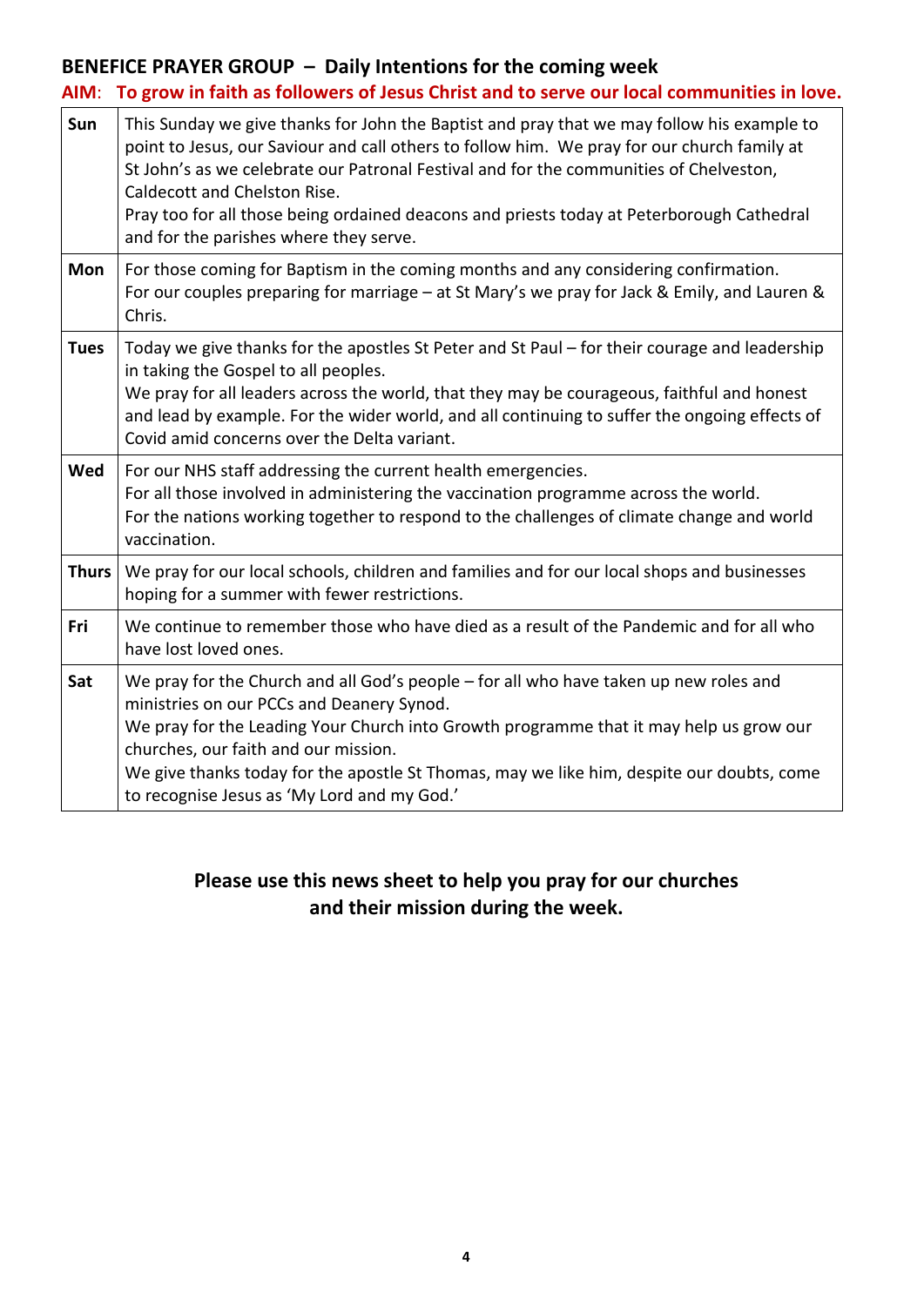## BENEFICE PRAYER GROUP – Daily Intentions for the coming week

**AIM: To grow in faith as followers of Jesus Christ and to serve our local communities in love.**

| | |
|---|---|
| **Sun** | This Sunday we give thanks for John the Baptist and pray that we may follow his example to point to Jesus, our Saviour and call others to follow him. We pray for our church family at St John's as we celebrate our Patronal Festival and for the communities of Chelveston, Caldecott and Chelston Rise.<br>Pray too for all those being ordained deacons and priests today at Peterborough Cathedral and for the parishes where they serve. |
| **Mon** | For those coming for Baptism in the coming months and any considering confirmation.<br>For our couples preparing for marriage – at St Mary's we pray for Jack & Emily, and Lauren & Chris. |
| **Tues** | Today we give thanks for the apostles St Peter and St Paul – for their courage and leadership in taking the Gospel to all peoples.<br>We pray for all leaders across the world, that they may be courageous, faithful and honest and lead by example. For the wider world, and all continuing to suffer the ongoing effects of Covid amid concerns over the Delta variant. |
| **Wed** | For our NHS staff addressing the current health emergencies.<br>For all those involved in administering the vaccination programme across the world.<br>For the nations working together to respond to the challenges of climate change and world vaccination. |
| **Thurs** | We pray for our local schools, children and families and for our local shops and businesses hoping for a summer with fewer restrictions. |
| **Fri** | We continue to remember those who have died as a result of the Pandemic and for all who have lost loved ones. |
| **Sat** | We pray for the Church and all God's people – for all who have taken up new roles and ministries on our PCCs and Deanery Synod.<br>We pray for the Leading Your Church into Growth programme that it may help us grow our churches, our faith and our mission.<br>We give thanks today for the apostle St Thomas, may we like him, despite our doubts, come to recognise Jesus as 'My Lord and my God.' |

**Please use this news sheet to help you pray for our churches and their mission during the week.**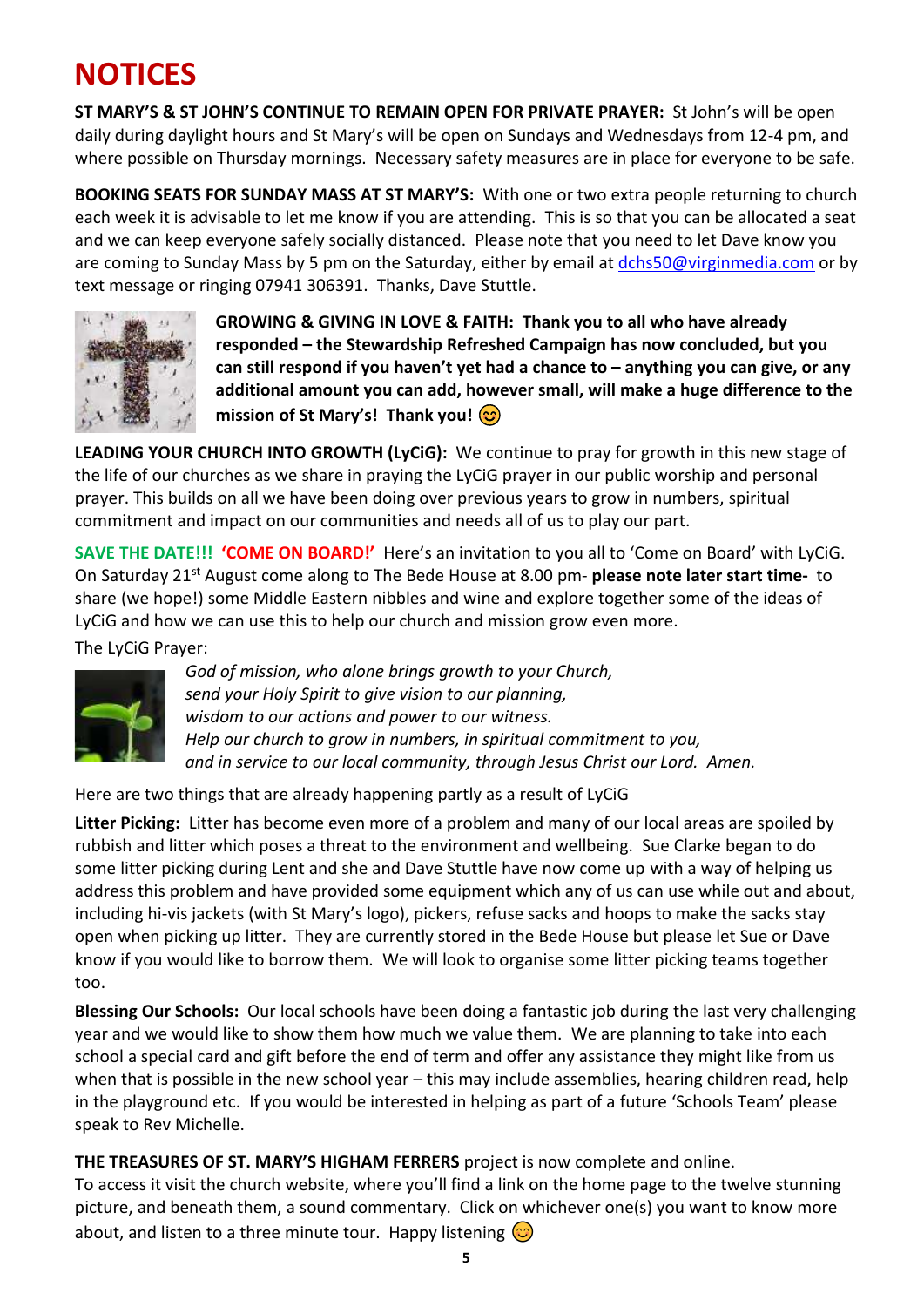# NOTICES

**ST MARY'S & ST JOHN'S CONTINUE TO REMAIN OPEN FOR PRIVATE PRAYER:** St John's will be open daily during daylight hours and St Mary's will be open on Sundays and Wednesdays from 12-4 pm, and where possible on Thursday mornings. Necessary safety measures are in place for everyone to be safe.

**BOOKING SEATS FOR SUNDAY MASS AT ST MARY'S:** With one or two extra people returning to church each week it is advisable to let me know if you are attending. This is so that you can be allocated a seat and we can keep everyone safely socially distanced. Please note that you need to let Dave know you are coming to Sunday Mass by 5 pm on the Saturday, either by email at dchs50@virginmedia.com or by text message or ringing 07941 306391. Thanks, Dave Stuttle.

**GROWING & GIVING IN LOVE & FAITH: Thank you to all who have already responded – the Stewardship Refreshed Campaign has now concluded, but you can still respond if you haven't yet had a chance to – anything you can give, or any additional amount you can add, however small, will make a huge difference to the mission of St Mary's! Thank you! 😊**

**LEADING YOUR CHURCH INTO GROWTH (LyCiG):** We continue to pray for growth in this new stage of the life of our churches as we share in praying the LyCiG prayer in our public worship and personal prayer. This builds on all we have been doing over previous years to grow in numbers, spiritual commitment and impact on our communities and needs all of us to play our part.

**SAVE THE DATE!!! 'COME ON BOARD!'** Here's an invitation to you all to 'Come on Board' with LyCiG. On Saturday 21st August come along to The Bede House at 8.00 pm- **please note later start time-** to share (we hope!) some Middle Eastern nibbles and wine and explore together some of the ideas of LyCiG and how we can use this to help our church and mission grow even more.

The LyCiG Prayer:

*God of mission, who alone brings growth to your Church,*
*send your Holy Spirit to give vision to our planning,*
*wisdom to our actions and power to our witness.*
*Help our church to grow in numbers, in spiritual commitment to you,*
*and in service to our local community, through Jesus Christ our Lord. Amen.*

Here are two things that are already happening partly as a result of LyCiG

**Litter Picking:** Litter has become even more of a problem and many of our local areas are spoiled by rubbish and litter which poses a threat to the environment and wellbeing. Sue Clarke began to do some litter picking during Lent and she and Dave Stuttle have now come up with a way of helping us address this problem and have provided some equipment which any of us can use while out and about, including hi-vis jackets (with St Mary's logo), pickers, refuse sacks and hoops to make the sacks stay open when picking up litter. They are currently stored in the Bede House but please let Sue or Dave know if you would like to borrow them. We will look to organise some litter picking teams together too.

**Blessing Our Schools:** Our local schools have been doing a fantastic job during the last very challenging year and we would like to show them how much we value them. We are planning to take into each school a special card and gift before the end of term and offer any assistance they might like from us when that is possible in the new school year – this may include assemblies, hearing children read, help in the playground etc. If you would be interested in helping as part of a future 'Schools Team' please speak to Rev Michelle.

**THE TREASURES OF ST. MARY'S HIGHAM FERRERS** project is now complete and online.
To access it visit the church website, where you'll find a link on the home page to the twelve stunning picture, and beneath them, a sound commentary. Click on whichever one(s) you want to know more about, and listen to a three minute tour. Happy listening 😊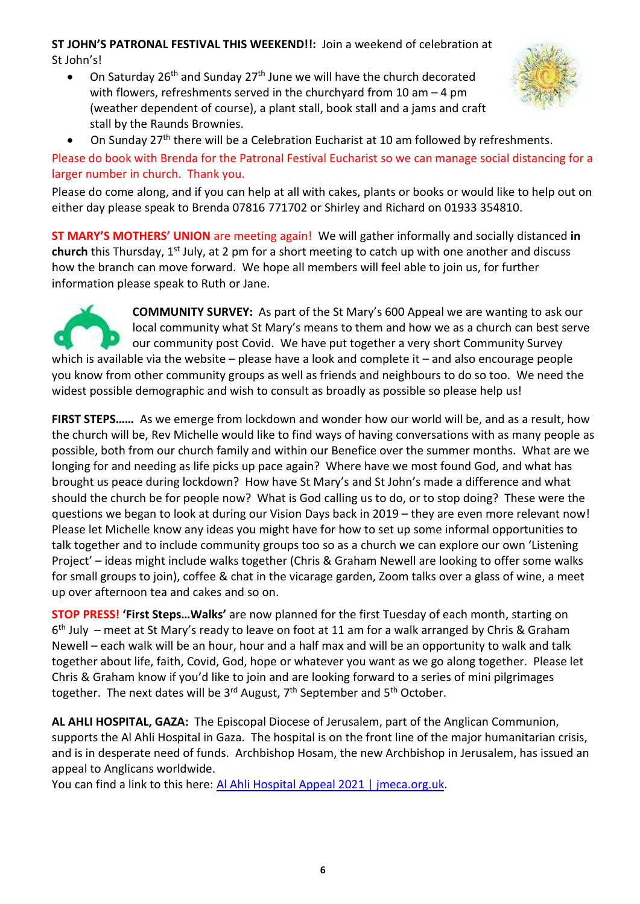**ST JOHN'S PATRONAL FESTIVAL THIS WEEKEND!!:** Join a weekend of celebration at St John's!

- On Saturday 26th and Sunday 27th June we will have the church decorated with flowers, refreshments served in the churchyard from 10 am – 4 pm (weather dependent of course), a plant stall, book stall and a jams and craft stall by the Raunds Brownies.
- On Sunday 27th there will be a Celebration Eucharist at 10 am followed by refreshments.

Please do book with Brenda for the Patronal Festival Eucharist so we can manage social distancing for a larger number in church. Thank you.

Please do come along, and if you can help at all with cakes, plants or books or would like to help out on either day please speak to Brenda 07816 771702 or Shirley and Richard on 01933 354810.

**ST MARY'S MOTHERS' UNION** are meeting again! We will gather informally and socially distanced **in church** this Thursday, 1st July, at 2 pm for a short meeting to catch up with one another and discuss how the branch can move forward. We hope all members will feel able to join us, for further information please speak to Ruth or Jane.

**COMMUNITY SURVEY:** As part of the St Mary's 600 Appeal we are wanting to ask our local community what St Mary's means to them and how we as a church can best serve our community post Covid. We have put together a very short Community Survey which is available via the website – please have a look and complete it – and also encourage people you know from other community groups as well as friends and neighbours to do so too. We need the widest possible demographic and wish to consult as broadly as possible so please help us!

**FIRST STEPS……** As we emerge from lockdown and wonder how our world will be, and as a result, how the church will be, Rev Michelle would like to find ways of having conversations with as many people as possible, both from our church family and within our Benefice over the summer months. What are we longing for and needing as life picks up pace again? Where have we most found God, and what has brought us peace during lockdown? How have St Mary's and St John's made a difference and what should the church be for people now? What is God calling us to do, or to stop doing? These were the questions we began to look at during our Vision Days back in 2019 – they are even more relevant now! Please let Michelle know any ideas you might have for how to set up some informal opportunities to talk together and to include community groups too so as a church we can explore our own 'Listening Project' – ideas might include walks together (Chris & Graham Newell are looking to offer some walks for small groups to join), coffee & chat in the vicarage garden, Zoom talks over a glass of wine, a meet up over afternoon tea and cakes and so on.

**STOP PRESS! 'First Steps…Walks'** are now planned for the first Tuesday of each month, starting on 6th July – meet at St Mary's ready to leave on foot at 11 am for a walk arranged by Chris & Graham Newell – each walk will be an hour, hour and a half max and will be an opportunity to walk and talk together about life, faith, Covid, God, hope or whatever you want as we go along together. Please let Chris & Graham know if you'd like to join and are looking forward to a series of mini pilgrimages together. The next dates will be 3rd August, 7th September and 5th October.

**AL AHLI HOSPITAL, GAZA:** The Episcopal Diocese of Jerusalem, part of the Anglican Communion, supports the Al Ahli Hospital in Gaza. The hospital is on the front line of the major humanitarian crisis, and is in desperate need of funds. Archbishop Hosam, the new Archbishop in Jerusalem, has issued an appeal to Anglicans worldwide.
You can find a link to this here: Al Ahli Hospital Appeal 2021 | jmeca.org.uk.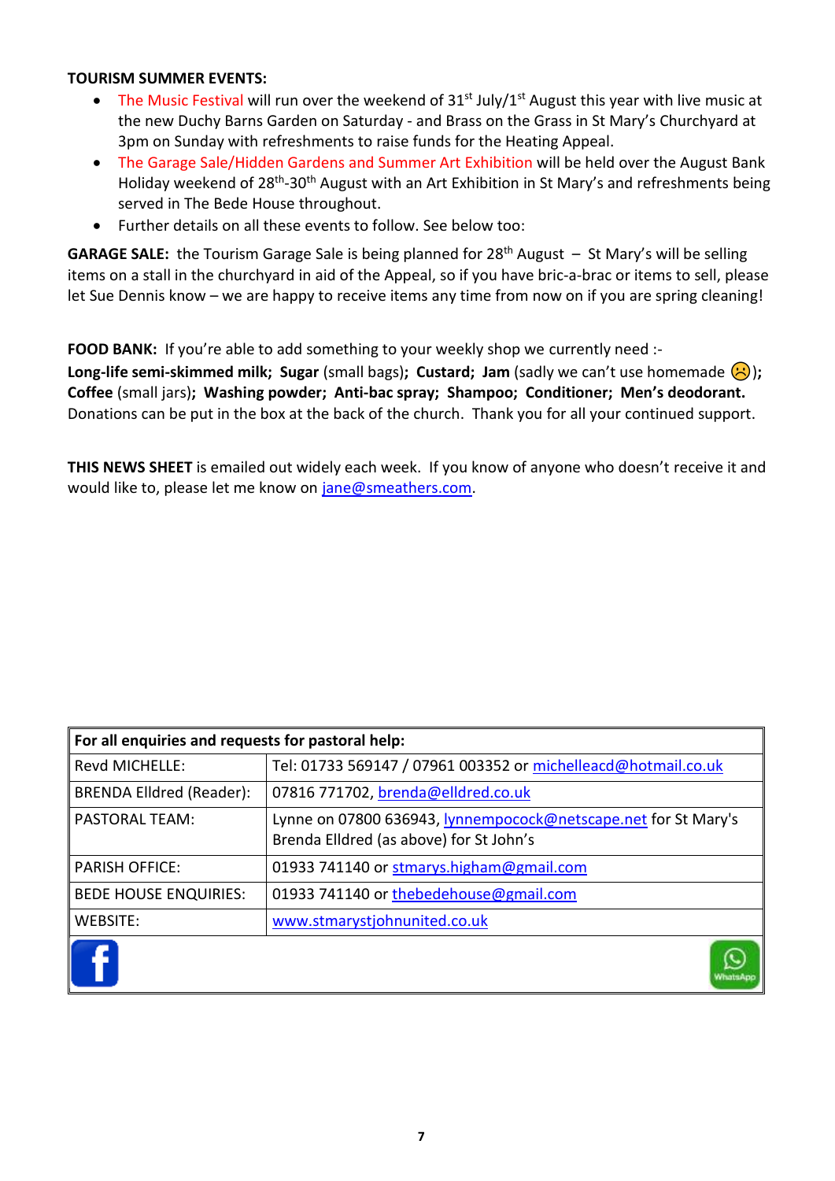**TOURISM SUMMER EVENTS:**

- The Music Festival will run over the weekend of 31st July/1st August this year with live music at the new Duchy Barns Garden on Saturday - and Brass on the Grass in St Mary's Churchyard at 3pm on Sunday with refreshments to raise funds for the Heating Appeal.
- The Garage Sale/Hidden Gardens and Summer Art Exhibition will be held over the August Bank Holiday weekend of 28th-30th August with an Art Exhibition in St Mary's and refreshments being served in The Bede House throughout.
- Further details on all these events to follow. See below too:

**GARAGE SALE:** the Tourism Garage Sale is being planned for 28th August – St Mary's will be selling items on a stall in the churchyard in aid of the Appeal, so if you have bric-a-brac or items to sell, please let Sue Dennis know – we are happy to receive items any time from now on if you are spring cleaning!

**FOOD BANK:** If you're able to add something to your weekly shop we currently need :-
**Long-life semi-skimmed milk; Sugar** (small bags)**; Custard; Jam** (sadly we can't use homemade ☹)**; Coffee** (small jars)**; Washing powder; Anti-bac spray; Shampoo; Conditioner; Men's deodorant.** Donations can be put in the box at the back of the church. Thank you for all your continued support.

**THIS NEWS SHEET** is emailed out widely each week. If you know of anyone who doesn't receive it and would like to, please let me know on jane@smeathers.com.

| **For all enquiries and requests for pastoral help:** | |
|---|---|
| Revd MICHELLE: | Tel: 01733 569147 / 07961 003352 or michelleacd@hotmail.co.uk |
| BRENDA Elldred (Reader): | 07816 771702, brenda@elldred.co.uk |
| PASTORAL TEAM: | Lynne on 07800 636943, lynnempocock@netscape.net for St Mary's<br>Brenda Elldred (as above) for St John's |
| PARISH OFFICE: | 01933 741140 or stmarys.higham@gmail.com |
| BEDE HOUSE ENQUIRIES: | 01933 741140 or thebedehouse@gmail.com |
| WEBSITE: | www.stmarystjohnunited.co.uk |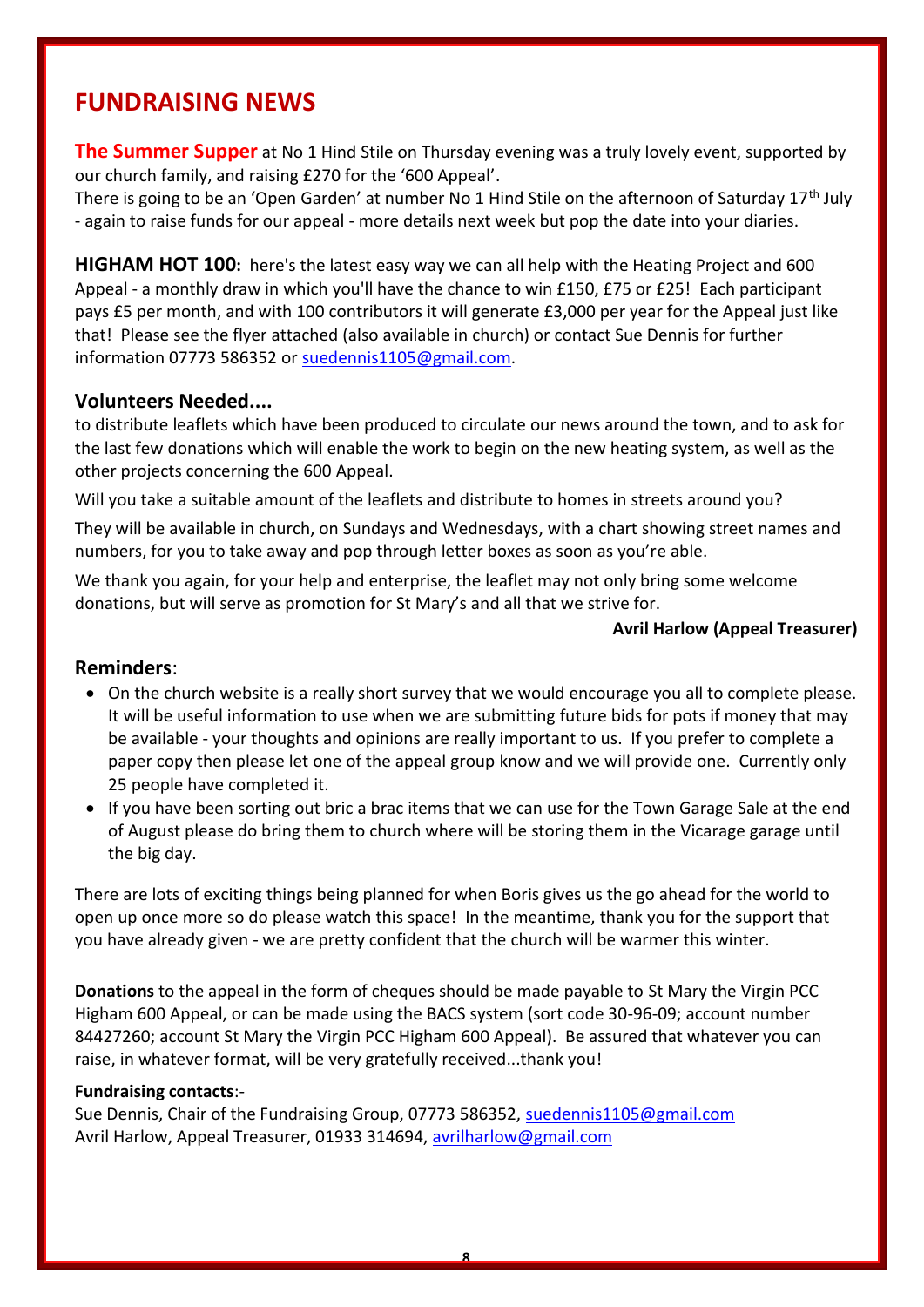## FUNDRAISING NEWS

**The Summer Supper** at No 1 Hind Stile on Thursday evening was a truly lovely event, supported by our church family, and raising £270 for the '600 Appeal'.
There is going to be an 'Open Garden' at number No 1 Hind Stile on the afternoon of Saturday 17th July - again to raise funds for our appeal - more details next week but pop the date into your diaries.

**HIGHAM HOT 100:** here's the latest easy way we can all help with the Heating Project and 600 Appeal - a monthly draw in which you'll have the chance to win £150, £75 or £25! Each participant pays £5 per month, and with 100 contributors it will generate £3,000 per year for the Appeal just like that! Please see the flyer attached (also available in church) or contact Sue Dennis for further information 07773 586352 or suedennis1105@gmail.com.

### Volunteers Needed....

to distribute leaflets which have been produced to circulate our news around the town, and to ask for the last few donations which will enable the work to begin on the new heating system, as well as the other projects concerning the 600 Appeal.

Will you take a suitable amount of the leaflets and distribute to homes in streets around you?

They will be available in church, on Sundays and Wednesdays, with a chart showing street names and numbers, for you to take away and pop through letter boxes as soon as you're able.

We thank you again, for your help and enterprise, the leaflet may not only bring some welcome donations, but will serve as promotion for St Mary's and all that we strive for.

**Avril Harlow (Appeal Treasurer)**

### Reminders:

- On the church website is a really short survey that we would encourage you all to complete please. It will be useful information to use when we are submitting future bids for pots if money that may be available - your thoughts and opinions are really important to us. If you prefer to complete a paper copy then please let one of the appeal group know and we will provide one. Currently only 25 people have completed it.
- If you have been sorting out bric a brac items that we can use for the Town Garage Sale at the end of August please do bring them to church where will be storing them in the Vicarage garage until the big day.

There are lots of exciting things being planned for when Boris gives us the go ahead for the world to open up once more so do please watch this space! In the meantime, thank you for the support that you have already given - we are pretty confident that the church will be warmer this winter.

**Donations** to the appeal in the form of cheques should be made payable to St Mary the Virgin PCC Higham 600 Appeal, or can be made using the BACS system (sort code 30-96-09; account number 84427260; account St Mary the Virgin PCC Higham 600 Appeal). Be assured that whatever you can raise, in whatever format, will be very gratefully received...thank you!

**Fundraising contacts**:-
Sue Dennis, Chair of the Fundraising Group, 07773 586352, suedennis1105@gmail.com
Avril Harlow, Appeal Treasurer, 01933 314694, avrilharlow@gmail.com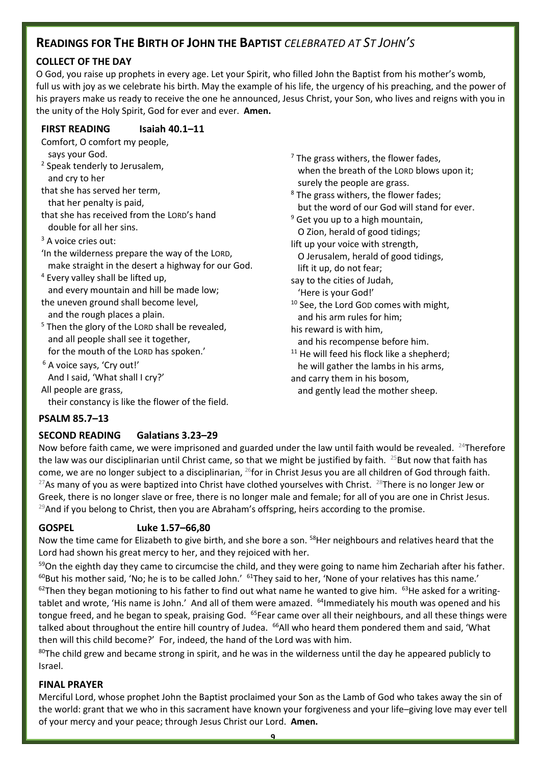# READINGS FOR THE BIRTH OF JOHN THE BAPTIST *CELEBRATED AT ST JOHN'S*

### COLLECT OF THE DAY

O God, you raise up prophets in every age. Let your Spirit, who filled John the Baptist from his mother's womb, full us with joy as we celebrate his birth. May the example of his life, the urgency of his preaching, and the power of his prayers make us ready to receive the one he announced, Jesus Christ, your Son, who lives and reigns with you in the unity of the Holy Spirit, God for ever and ever. **Amen.**

### FIRST READING Isaiah 40.1–11

Comfort, O comfort my people,
  says your God.
[2] Speak tenderly to Jerusalem,
  and cry to her
that she has served her term,
  that her penalty is paid,
that she has received from the LORD's hand
  double for all her sins.
[3] A voice cries out:
'In the wilderness prepare the way of the LORD,
  make straight in the desert a highway for our God.
[4] Every valley shall be lifted up,
  and every mountain and hill be made low;
the uneven ground shall become level,
  and the rough places a plain.
[5] Then the glory of the LORD shall be revealed,
  and all people shall see it together,
  for the mouth of the LORD has spoken.'
[6] A voice says, 'Cry out!'
  And I said, 'What shall I cry?'
All people are grass,
  their constancy is like the flower of the field.
[7] The grass withers, the flower fades,
  when the breath of the LORD blows upon it;
  surely the people are grass.
[8] The grass withers, the flower fades;
  but the word of our God will stand for ever.
[9] Get you up to a high mountain,
  O Zion, herald of good tidings;
lift up your voice with strength,
  O Jerusalem, herald of good tidings,
  lift it up, do not fear;
say to the cities of Judah,
  'Here is your God!'
[10] See, the Lord GOD comes with might,
  and his arm rules for him;
his reward is with him,
  and his recompense before him.
[11] He will feed his flock like a shepherd;
  he will gather the lambs in his arms,
and carry them in his bosom,
  and gently lead the mother sheep.

### PSALM 85.7–13

### SECOND READING Galatians 3.23–29

Now before faith came, we were imprisoned and guarded under the law until faith would be revealed. [24]Therefore the law was our disciplinarian until Christ came, so that we might be justified by faith. [25]But now that faith has come, we are no longer subject to a disciplinarian, [26]for in Christ Jesus you are all children of God through faith. [27]As many of you as were baptized into Christ have clothed yourselves with Christ. [28]There is no longer Jew or Greek, there is no longer slave or free, there is no longer male and female; for all of you are one in Christ Jesus. [29]And if you belong to Christ, then you are Abraham's offspring, heirs according to the promise.

### GOSPEL Luke 1.57–66,80

Now the time came for Elizabeth to give birth, and she bore a son. [58]Her neighbours and relatives heard that the Lord had shown his great mercy to her, and they rejoiced with her.

[59]On the eighth day they came to circumcise the child, and they were going to name him Zechariah after his father. [60]But his mother said, 'No; he is to be called John.' [61]They said to her, 'None of your relatives has this name.' [62]Then they began motioning to his father to find out what name he wanted to give him. [63]He asked for a writing-tablet and wrote, 'His name is John.' And all of them were amazed. [64]Immediately his mouth was opened and his tongue freed, and he began to speak, praising God. [65]Fear came over all their neighbours, and all these things were talked about throughout the entire hill country of Judea. [66]All who heard them pondered them and said, 'What then will this child become?' For, indeed, the hand of the Lord was with him.

[80]The child grew and became strong in spirit, and he was in the wilderness until the day he appeared publicly to Israel.

### FINAL PRAYER

Merciful Lord, whose prophet John the Baptist proclaimed your Son as the Lamb of God who takes away the sin of the world: grant that we who in this sacrament have known your forgiveness and your life–giving love may ever tell of your mercy and your peace; through Jesus Christ our Lord. **Amen.**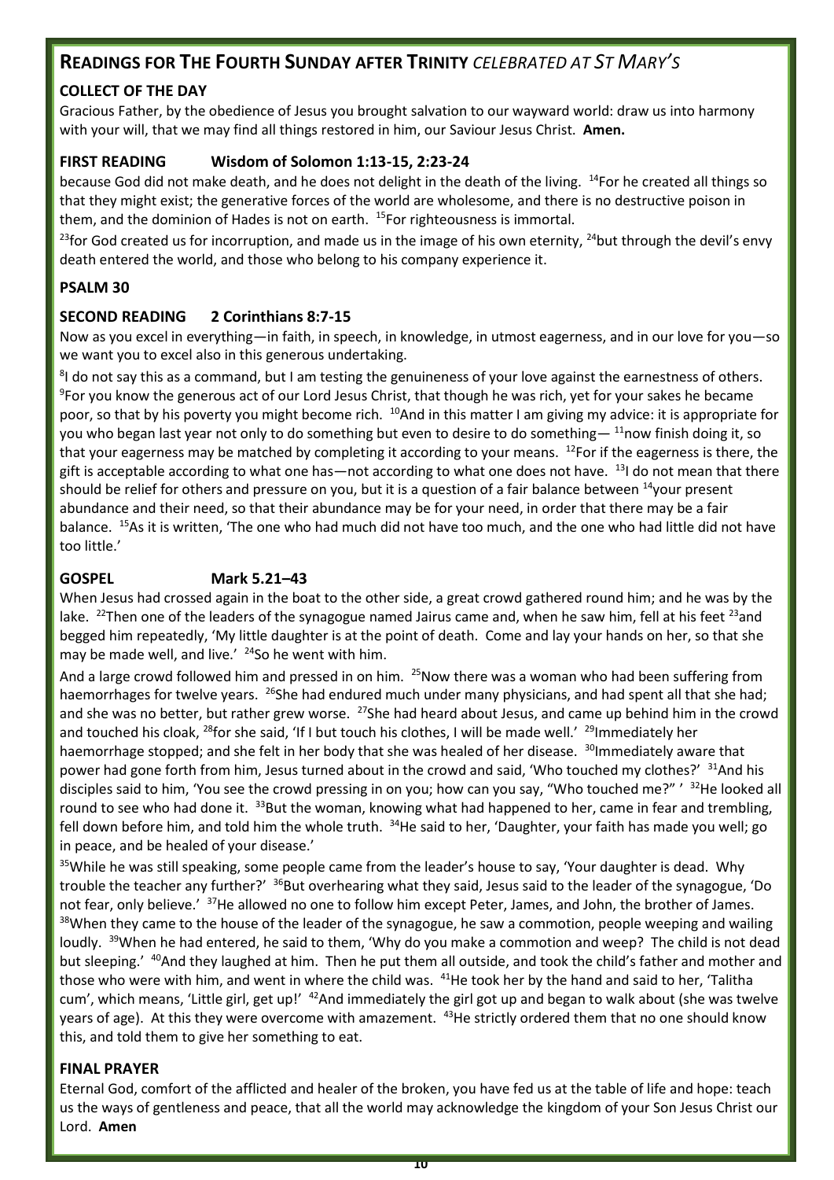## READINGS FOR THE FOURTH SUNDAY AFTER TRINITY *CELEBRATED AT ST MARY'S*

### COLLECT OF THE DAY

Gracious Father, by the obedience of Jesus you brought salvation to our wayward world: draw us into harmony with your will, that we may find all things restored in him, our Saviour Jesus Christ. **Amen.**

### FIRST READING Wisdom of Solomon 1:13-15, 2:23-24

because God did not make death, and he does not delight in the death of the living. [14]For he created all things so that they might exist; the generative forces of the world are wholesome, and there is no destructive poison in them, and the dominion of Hades is not on earth. [15]For righteousness is immortal.

[23]for God created us for incorruption, and made us in the image of his own eternity, [24]but through the devil's envy death entered the world, and those who belong to his company experience it.

### PSALM 30

### SECOND READING 2 Corinthians 8:7-15

Now as you excel in everything—in faith, in speech, in knowledge, in utmost eagerness, and in our love for you—so we want you to excel also in this generous undertaking.

[8]I do not say this as a command, but I am testing the genuineness of your love against the earnestness of others. [9]For you know the generous act of our Lord Jesus Christ, that though he was rich, yet for your sakes he became poor, so that by his poverty you might become rich. [10]And in this matter I am giving my advice: it is appropriate for you who began last year not only to do something but even to desire to do something— [11]now finish doing it, so that your eagerness may be matched by completing it according to your means. [12]For if the eagerness is there, the gift is acceptable according to what one has—not according to what one does not have. [13]I do not mean that there should be relief for others and pressure on you, but it is a question of a fair balance between [14]your present abundance and their need, so that their abundance may be for your need, in order that there may be a fair balance. [15]As it is written, 'The one who had much did not have too much, and the one who had little did not have too little.'

### GOSPEL Mark 5.21–43

When Jesus had crossed again in the boat to the other side, a great crowd gathered round him; and he was by the lake. [22]Then one of the leaders of the synagogue named Jairus came and, when he saw him, fell at his feet [23]and begged him repeatedly, 'My little daughter is at the point of death. Come and lay your hands on her, so that she may be made well, and live.' [24]So he went with him.

And a large crowd followed him and pressed in on him. [25]Now there was a woman who had been suffering from haemorrhages for twelve years. [26]She had endured much under many physicians, and had spent all that she had; and she was no better, but rather grew worse. [27]She had heard about Jesus, and came up behind him in the crowd and touched his cloak, [28]for she said, 'If I but touch his clothes, I will be made well.' [29]Immediately her haemorrhage stopped; and she felt in her body that she was healed of her disease. [30]Immediately aware that power had gone forth from him, Jesus turned about in the crowd and said, 'Who touched my clothes?' [31]And his disciples said to him, 'You see the crowd pressing in on you; how can you say, "Who touched me?" ' [32]He looked all round to see who had done it. [33]But the woman, knowing what had happened to her, came in fear and trembling, fell down before him, and told him the whole truth. [34]He said to her, 'Daughter, your faith has made you well; go in peace, and be healed of your disease.'

[35]While he was still speaking, some people came from the leader's house to say, 'Your daughter is dead. Why trouble the teacher any further?' [36]But overhearing what they said, Jesus said to the leader of the synagogue, 'Do not fear, only believe.' [37]He allowed no one to follow him except Peter, James, and John, the brother of James. [38]When they came to the house of the leader of the synagogue, he saw a commotion, people weeping and wailing loudly. [39]When he had entered, he said to them, 'Why do you make a commotion and weep? The child is not dead but sleeping.' [40]And they laughed at him. Then he put them all outside, and took the child's father and mother and those who were with him, and went in where the child was. [41]He took her by the hand and said to her, 'Talitha cum', which means, 'Little girl, get up!' [42]And immediately the girl got up and began to walk about (she was twelve years of age). At this they were overcome with amazement. [43]He strictly ordered them that no one should know this, and told them to give her something to eat.

### FINAL PRAYER

Eternal God, comfort of the afflicted and healer of the broken, you have fed us at the table of life and hope: teach us the ways of gentleness and peace, that all the world may acknowledge the kingdom of your Son Jesus Christ our Lord. **Amen**